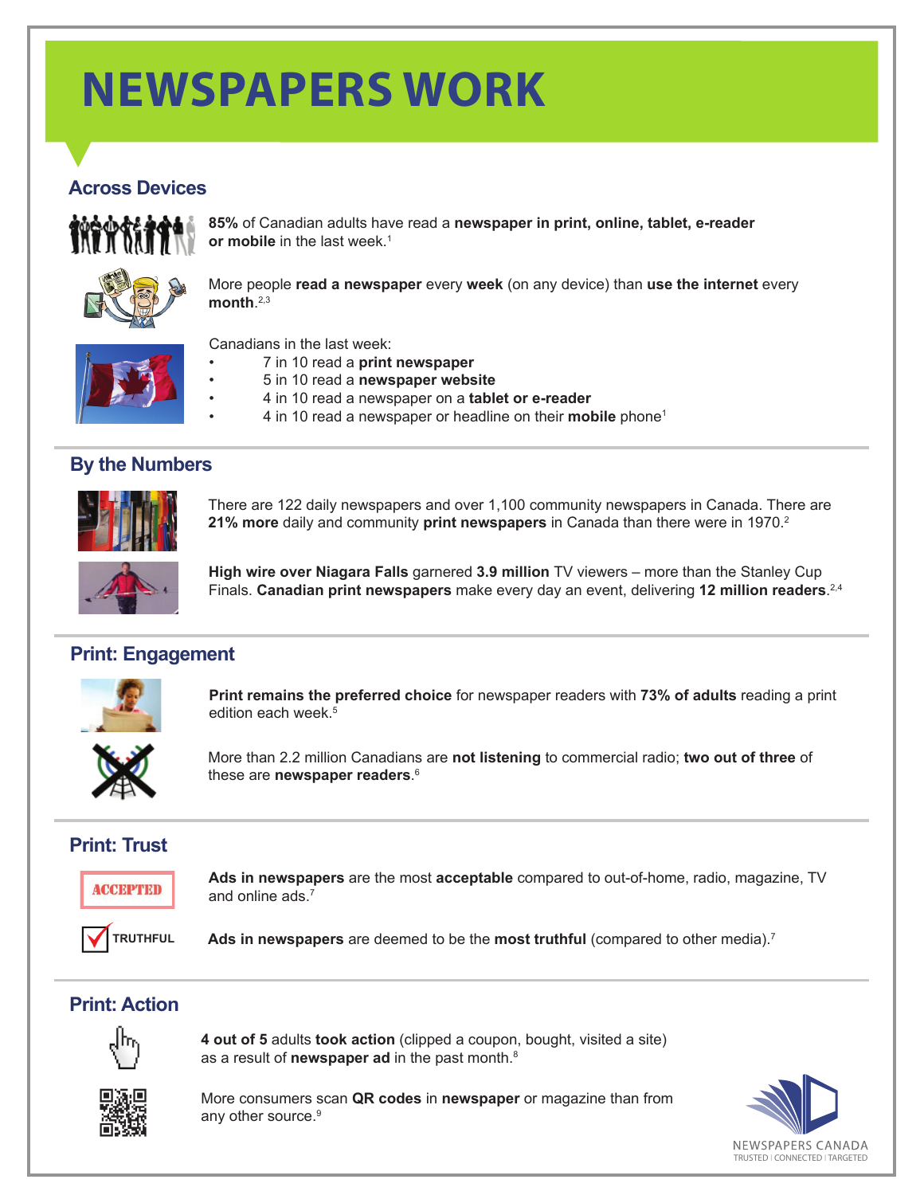# NEWSPAPERS WORK

## Across Devices

**85%** of Canadian adults have read a **newspaper in print, online, tablet, e-reader or mobile** in the last week.[1]

More people **read a newspaper** every **week** (on any device) than **use the internet** every **month**.[2,3]

Canadians in the last week:

- 7 in 10 read a **print newspaper**
- 5 in 10 read a **newspaper website**
- 4 in 10 read a newspaper on a **tablet or e-reader**
- 4 in 10 read a newspaper or headline on their **mobile** phone[1]

## By the Numbers

There are 122 daily newspapers and over 1,100 community newspapers in Canada. There are **21% more** daily and community **print newspapers** in Canada than there were in 1970.[2]

**High wire over Niagara Falls** garnered **3.9 million** TV viewers – more than the Stanley Cup Finals. **Canadian print newspapers** make every day an event, delivering **12 million readers**.[2,4]

## Print: Engagement

**Print remains the preferred choice** for newspaper readers with **73% of adults** reading a print edition each week.[5]

More than 2.2 million Canadians are **not listening** to commercial radio; **two out of three** of these are **newspaper readers**.[6]

## Print: Trust

ACCEPTED

**Ads in newspapers** are the most **acceptable** compared to out-of-home, radio, magazine, TV and online ads.[7]

TRUTHFUL

**Ads in newspapers** are deemed to be the **most truthful** (compared to other media).[7]

## Print: Action

**4 out of 5** adults **took action** (clipped a coupon, bought, visited a site) as a result of **newspaper ad** in the past month.[8]

More consumers scan **QR codes** in **newspaper** or magazine than from any other source.[9]

NEWSPAPERS CANADA
TRUSTED | CONNECTED | TARGETED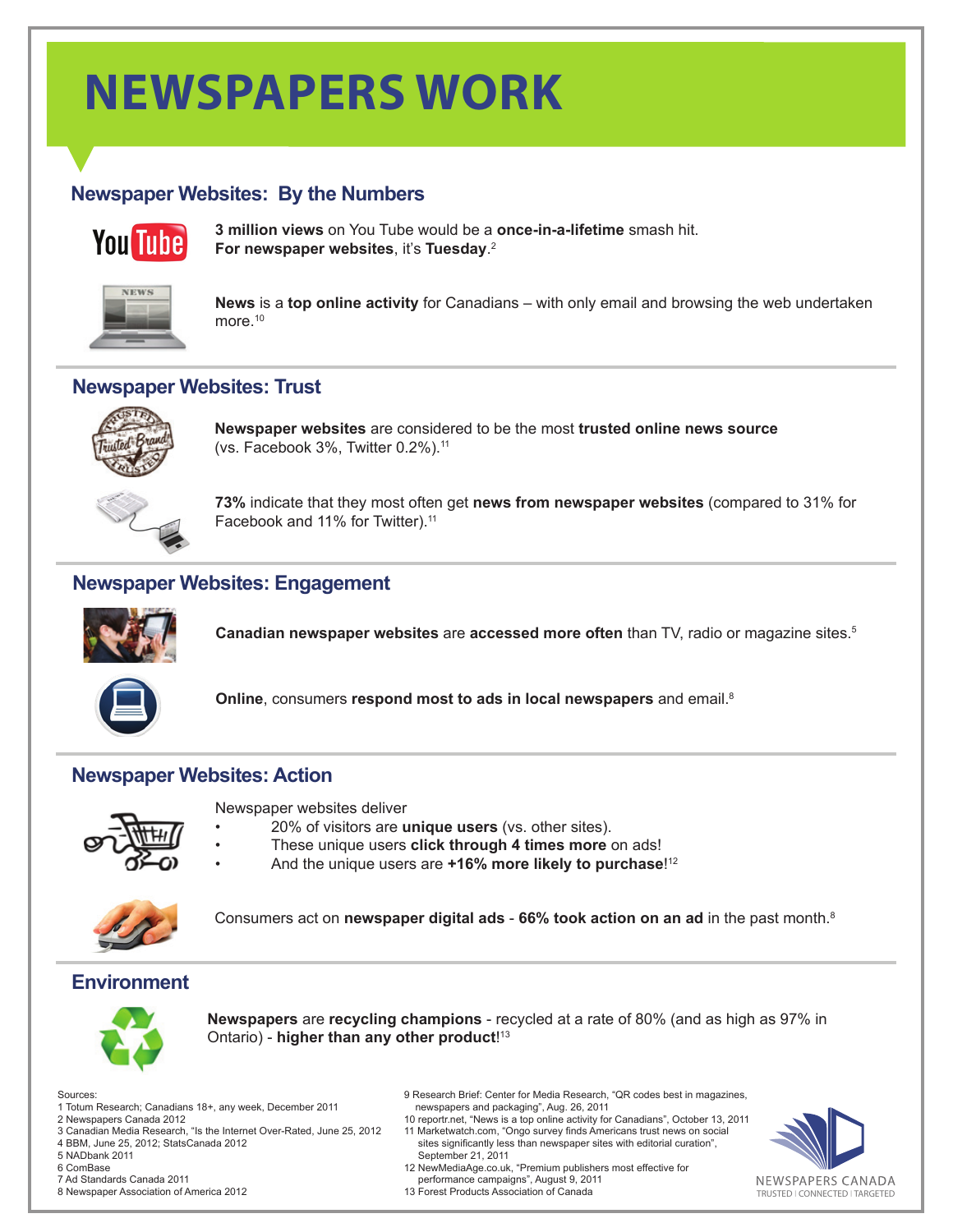# NEWSPAPERS WORK

## Newspaper Websites: By the Numbers

**3 million views** on You Tube would be a **once-in-a-lifetime** smash hit.
**For newspaper websites**, it's **Tuesday**.[2]

**News** is a **top online activity** for Canadians – with only email and browsing the web undertaken more.[10]

## Newspaper Websites: Trust

**Newspaper websites** are considered to be the most **trusted online news source** (vs. Facebook 3%, Twitter 0.2%).[11]

**73%** indicate that they most often get **news from newspaper websites** (compared to 31% for Facebook and 11% for Twitter).[11]

## Newspaper Websites: Engagement

**Canadian newspaper websites** are **accessed more often** than TV, radio or magazine sites.[5]

**Online**, consumers **respond most to ads in local newspapers** and email.[8]

## Newspaper Websites: Action

Newspaper websites deliver

- 20% of visitors are **unique users** (vs. other sites).
- These unique users **click through 4 times more** on ads!
- And the unique users are **+16% more likely to purchase**![12]

Consumers act on **newspaper digital ads** - **66% took action on an ad** in the past month.[8]

## Environment

**Newspapers** are **recycling champions** - recycled at a rate of 80% (and as high as 97% in Ontario) - **higher than any other product**![13]

Sources:
1 Totum Research; Canadians 18+, any week, December 2011
2 Newspapers Canada 2012
3 Canadian Media Research, "Is the Internet Over-Rated, June 25, 2012
4 BBM, June 25, 2012; StatsCanada 2012
5 NADbank 2011
6 ComBase
7 Ad Standards Canada 2011
8 Newspaper Association of America 2012
9 Research Brief: Center for Media Research, "QR codes best in magazines, newspapers and packaging", Aug. 26, 2011
10 reportr.net, "News is a top online activity for Canadians", October 13, 2011
11 Marketwatch.com, "Ongo survey finds Americans trust news on social sites significantly less than newspaper sites with editorial curation", September 21, 2011
12 NewMediaAge.co.uk, "Premium publishers most effective for performance campaigns", August 9, 2011
13 Forest Products Association of Canada

NEWSPAPERS CANADA
TRUSTED | CONNECTED | TARGETED